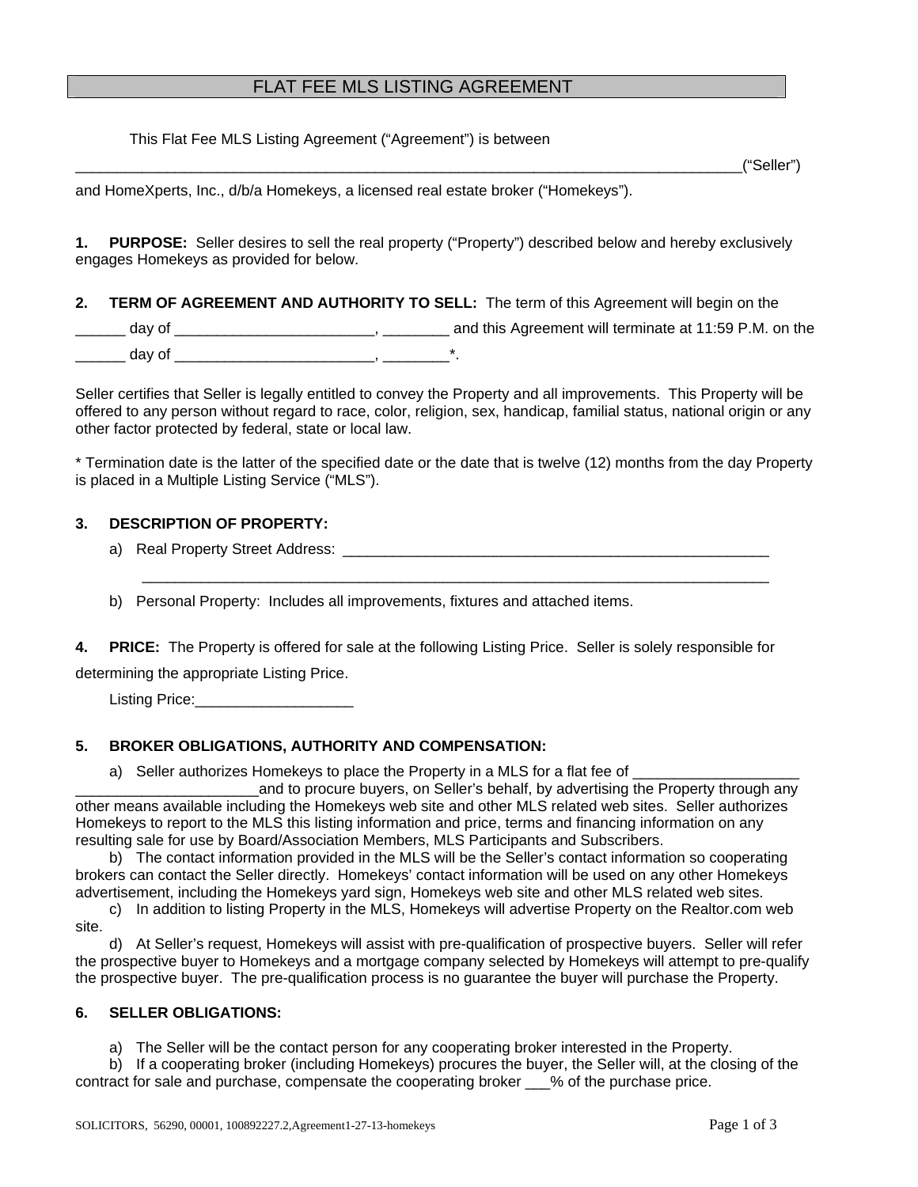# FLAT FEE MLS LISTING AGREEMENT

This Flat Fee MLS Listing Agreement ("Agreement") is between

_______________________________________________________________________________("Seller")

and HomeXperts, Inc., d/b/a Homekeys, a licensed real estate broker ("Homekeys").

**1. PURPOSE:** Seller desires to sell the real property ("Property") described below and hereby exclusively engages Homekeys as provided for below.

**2. TERM OF AGREEMENT AND AUTHORITY TO SELL:** The term of this Agreement will begin on the ______ day of ________________________, ________ and this Agreement will terminate at 11:59 P.M. on the ______ day of ________________________, ________*.

Seller certifies that Seller is legally entitled to convey the Property and all improvements. This Property will be offered to any person without regard to race, color, religion, sex, handicap, familial status, national origin or any other factor protected by federal, state or local law.

* Termination date is the latter of the specified date or the date that is twelve (12) months from the day Property is placed in a Multiple Listing Service ("MLS").

**3. DESCRIPTION OF PROPERTY:**

a) Real Property Street Address: ______________________________________________________

______________________________________________________________________________

b) Personal Property: Includes all improvements, fixtures and attached items.

**4. PRICE:** The Property is offered for sale at the following Listing Price. Seller is solely responsible for determining the appropriate Listing Price.

Listing Price:___________________

**5. BROKER OBLIGATIONS, AUTHORITY AND COMPENSATION:**

a) Seller authorizes Homekeys to place the Property in a MLS for a flat fee of ____________________ ______________________and to procure buyers, on Seller's behalf, by advertising the Property through any other means available including the Homekeys web site and other MLS related web sites. Seller authorizes Homekeys to report to the MLS this listing information and price, terms and financing information on any resulting sale for use by Board/Association Members, MLS Participants and Subscribers.

b) The contact information provided in the MLS will be the Seller's contact information so cooperating brokers can contact the Seller directly. Homekeys' contact information will be used on any other Homekeys advertisement, including the Homekeys yard sign, Homekeys web site and other MLS related web sites.

c) In addition to listing Property in the MLS, Homekeys will advertise Property on the Realtor.com web site.

d) At Seller's request, Homekeys will assist with pre-qualification of prospective buyers. Seller will refer the prospective buyer to Homekeys and a mortgage company selected by Homekeys will attempt to pre-qualify the prospective buyer. The pre-qualification process is no guarantee the buyer will purchase the Property.

**6. SELLER OBLIGATIONS:**

a) The Seller will be the contact person for any cooperating broker interested in the Property.

b) If a cooperating broker (including Homekeys) procures the buyer, the Seller will, at the closing of the contract for sale and purchase, compensate the cooperating broker ___% of the purchase price.

SOLICITORS, 56290, 00001, 100892227.2,Agreement1-27-13-homekeys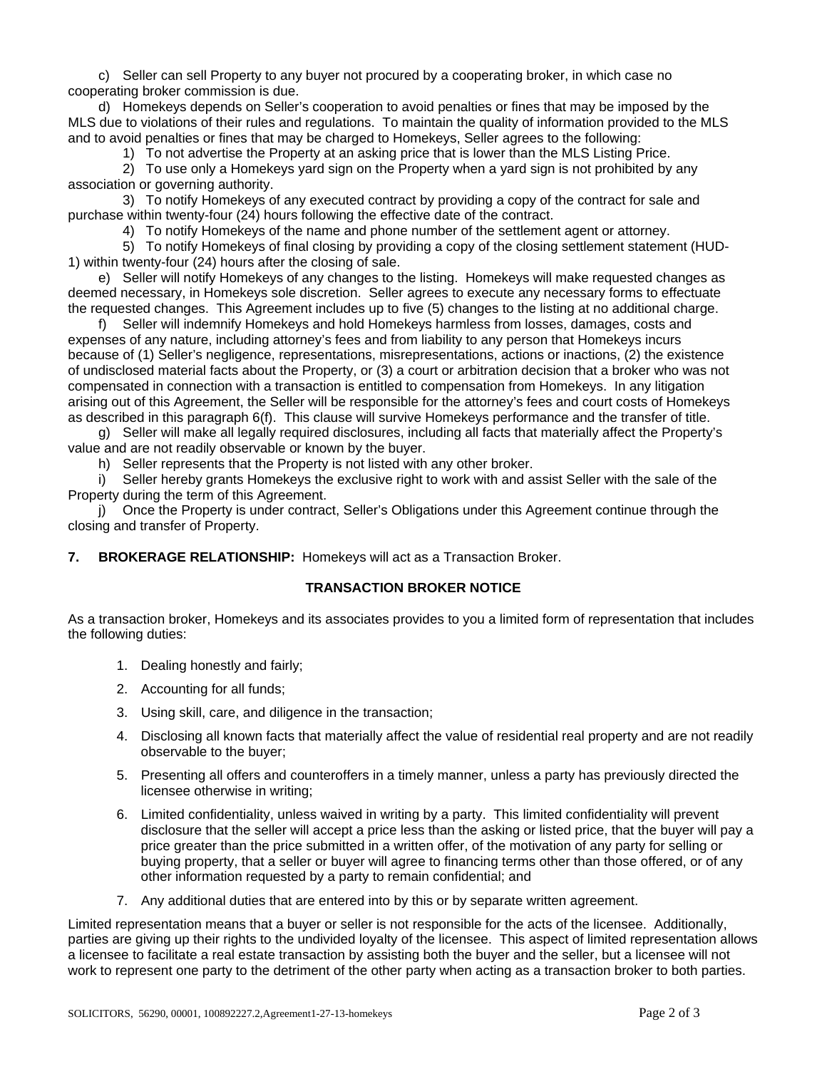c) Seller can sell Property to any buyer not procured by a cooperating broker, in which case no cooperating broker commission is due.

d) Homekeys depends on Seller's cooperation to avoid penalties or fines that may be imposed by the MLS due to violations of their rules and regulations. To maintain the quality of information provided to the MLS and to avoid penalties or fines that may be charged to Homekeys, Seller agrees to the following:

1) To not advertise the Property at an asking price that is lower than the MLS Listing Price.

2) To use only a Homekeys yard sign on the Property when a yard sign is not prohibited by any association or governing authority.

3) To notify Homekeys of any executed contract by providing a copy of the contract for sale and purchase within twenty-four (24) hours following the effective date of the contract.

4) To notify Homekeys of the name and phone number of the settlement agent or attorney.

5) To notify Homekeys of final closing by providing a copy of the closing settlement statement (HUD-1) within twenty-four (24) hours after the closing of sale.

e) Seller will notify Homekeys of any changes to the listing. Homekeys will make requested changes as deemed necessary, in Homekeys sole discretion. Seller agrees to execute any necessary forms to effectuate the requested changes. This Agreement includes up to five (5) changes to the listing at no additional charge.

f) Seller will indemnify Homekeys and hold Homekeys harmless from losses, damages, costs and expenses of any nature, including attorney's fees and from liability to any person that Homekeys incurs because of (1) Seller's negligence, representations, misrepresentations, actions or inactions, (2) the existence of undisclosed material facts about the Property, or (3) a court or arbitration decision that a broker who was not compensated in connection with a transaction is entitled to compensation from Homekeys. In any litigation arising out of this Agreement, the Seller will be responsible for the attorney's fees and court costs of Homekeys as described in this paragraph 6(f). This clause will survive Homekeys performance and the transfer of title.

g) Seller will make all legally required disclosures, including all facts that materially affect the Property's value and are not readily observable or known by the buyer.

h) Seller represents that the Property is not listed with any other broker.

i) Seller hereby grants Homekeys the exclusive right to work with and assist Seller with the sale of the Property during the term of this Agreement.

j) Once the Property is under contract, Seller's Obligations under this Agreement continue through the closing and transfer of Property.

**7. BROKERAGE RELATIONSHIP:** Homekeys will act as a Transaction Broker.

**TRANSACTION BROKER NOTICE**

As a transaction broker, Homekeys and its associates provides to you a limited form of representation that includes the following duties:

1. Dealing honestly and fairly;
2. Accounting for all funds;
3. Using skill, care, and diligence in the transaction;
4. Disclosing all known facts that materially affect the value of residential real property and are not readily observable to the buyer;
5. Presenting all offers and counteroffers in a timely manner, unless a party has previously directed the licensee otherwise in writing;
6. Limited confidentiality, unless waived in writing by a party. This limited confidentiality will prevent disclosure that the seller will accept a price less than the asking or listed price, that the buyer will pay a price greater than the price submitted in a written offer, of the motivation of any party for selling or buying property, that a seller or buyer will agree to financing terms other than those offered, or of any other information requested by a party to remain confidential; and
7. Any additional duties that are entered into by this or by separate written agreement.

Limited representation means that a buyer or seller is not responsible for the acts of the licensee. Additionally, parties are giving up their rights to the undivided loyalty of the licensee. This aspect of limited representation allows a licensee to facilitate a real estate transaction by assisting both the buyer and the seller, but a licensee will not work to represent one party to the detriment of the other party when acting as a transaction broker to both parties.

SOLICITORS, 56290, 00001, 100892227.2,Agreement1-27-13-homekeys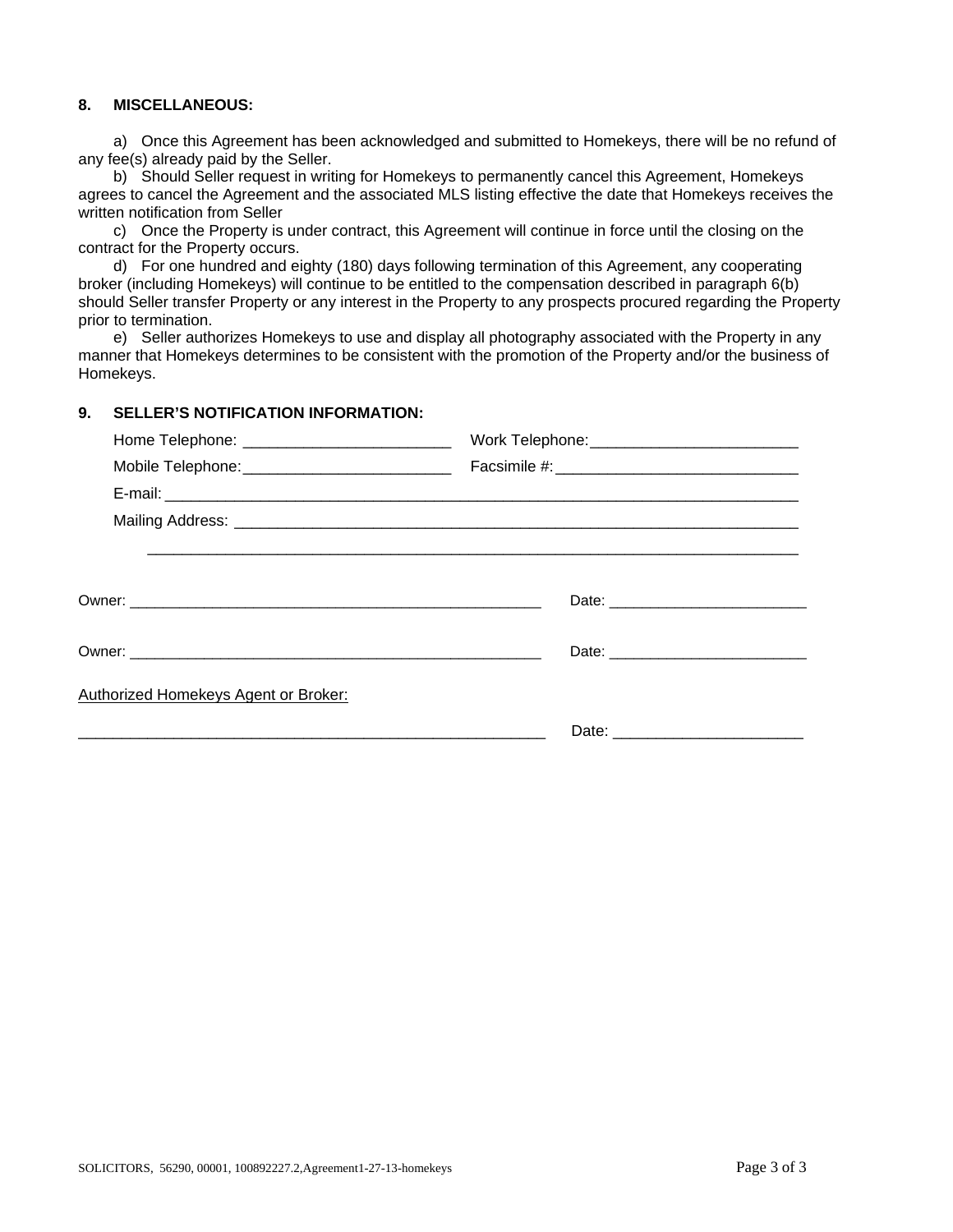## 8. MISCELLANEOUS:

a) Once this Agreement has been acknowledged and submitted to Homekeys, there will be no refund of any fee(s) already paid by the Seller.

b) Should Seller request in writing for Homekeys to permanently cancel this Agreement, Homekeys agrees to cancel the Agreement and the associated MLS listing effective the date that Homekeys receives the written notification from Seller

c) Once the Property is under contract, this Agreement will continue in force until the closing on the contract for the Property occurs.

d) For one hundred and eighty (180) days following termination of this Agreement, any cooperating broker (including Homekeys) will continue to be entitled to the compensation described in paragraph 6(b) should Seller transfer Property or any interest in the Property to any prospects procured regarding the Property prior to termination.

e) Seller authorizes Homekeys to use and display all photography associated with the Property in any manner that Homekeys determines to be consistent with the promotion of the Property and/or the business of Homekeys.

## 9. SELLER'S NOTIFICATION INFORMATION:

Home Telephone: ________________________ Work Telephone: ________________________

Mobile Telephone: ________________________ Facsimile #: ____________________________

E-mail: ______________________________________________________________________

Mailing Address: ______________________________________________________________

______________________________________________________________________________

Owner: ____________________________________________________ Date: ________________________

Owner: ____________________________________________________ Date: ________________________

Authorized Homekeys Agent or Broker:

________________________________________________________ Date: ______________________

SOLICITORS, 56290, 00001, 100892227.2,Agreement1-27-13-homekeys